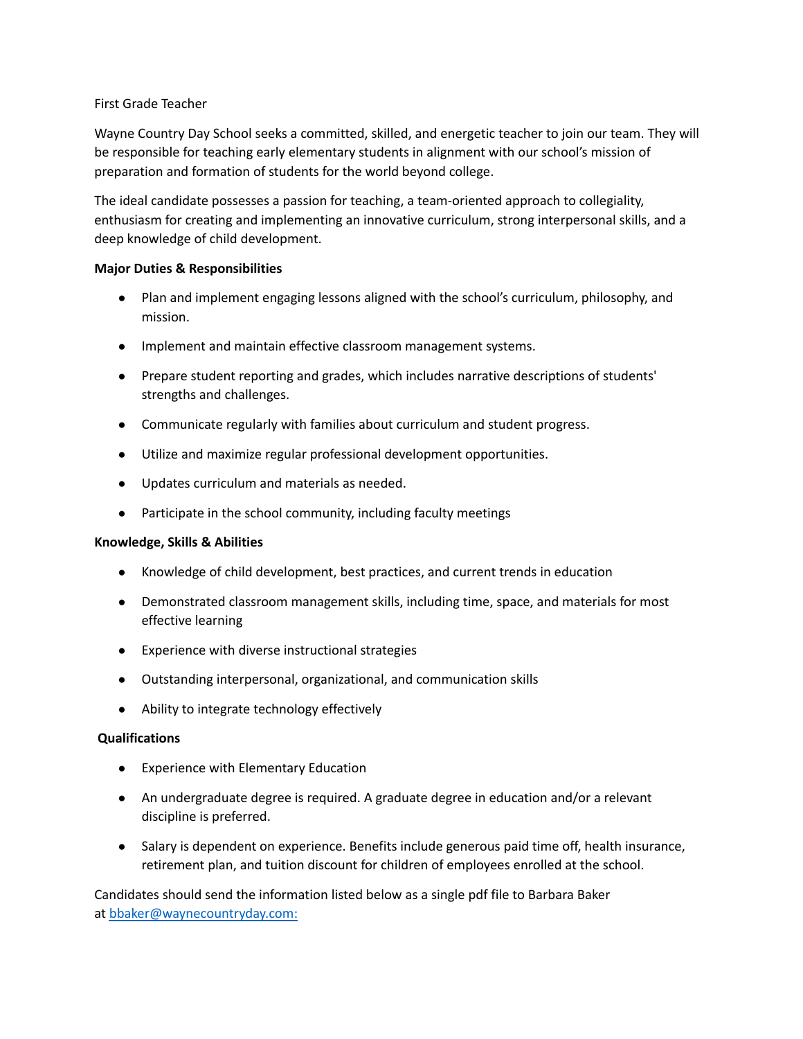First Grade Teacher

Wayne Country Day School seeks a committed, skilled, and energetic teacher to join our team. They will be responsible for teaching early elementary students in alignment with our school's mission of preparation and formation of students for the world beyond college.

The ideal candidate possesses a passion for teaching, a team-oriented approach to collegiality, enthusiasm for creating and implementing an innovative curriculum, strong interpersonal skills, and a deep knowledge of child development.

**Major Duties & Responsibilities**

- Plan and implement engaging lessons aligned with the school's curriculum, philosophy, and mission.
- Implement and maintain effective classroom management systems.
- Prepare student reporting and grades, which includes narrative descriptions of students' strengths and challenges.
- Communicate regularly with families about curriculum and student progress.
- Utilize and maximize regular professional development opportunities.
- Updates curriculum and materials as needed.
- Participate in the school community, including faculty meetings

**Knowledge, Skills & Abilities**

- Knowledge of child development, best practices, and current trends in education
- Demonstrated classroom management skills, including time, space, and materials for most effective learning
- Experience with diverse instructional strategies
- Outstanding interpersonal, organizational, and communication skills
- Ability to integrate technology effectively

**Qualifications**

- Experience with Elementary Education
- An undergraduate degree is required. A graduate degree in education and/or a relevant discipline is preferred.
- Salary is dependent on experience. Benefits include generous paid time off, health insurance, retirement plan, and tuition discount for children of employees enrolled at the school.

Candidates should send the information listed below as a single pdf file to Barbara Baker at [bbaker@waynecountryday.com:](mailto:bbaker@waynecountryday.com)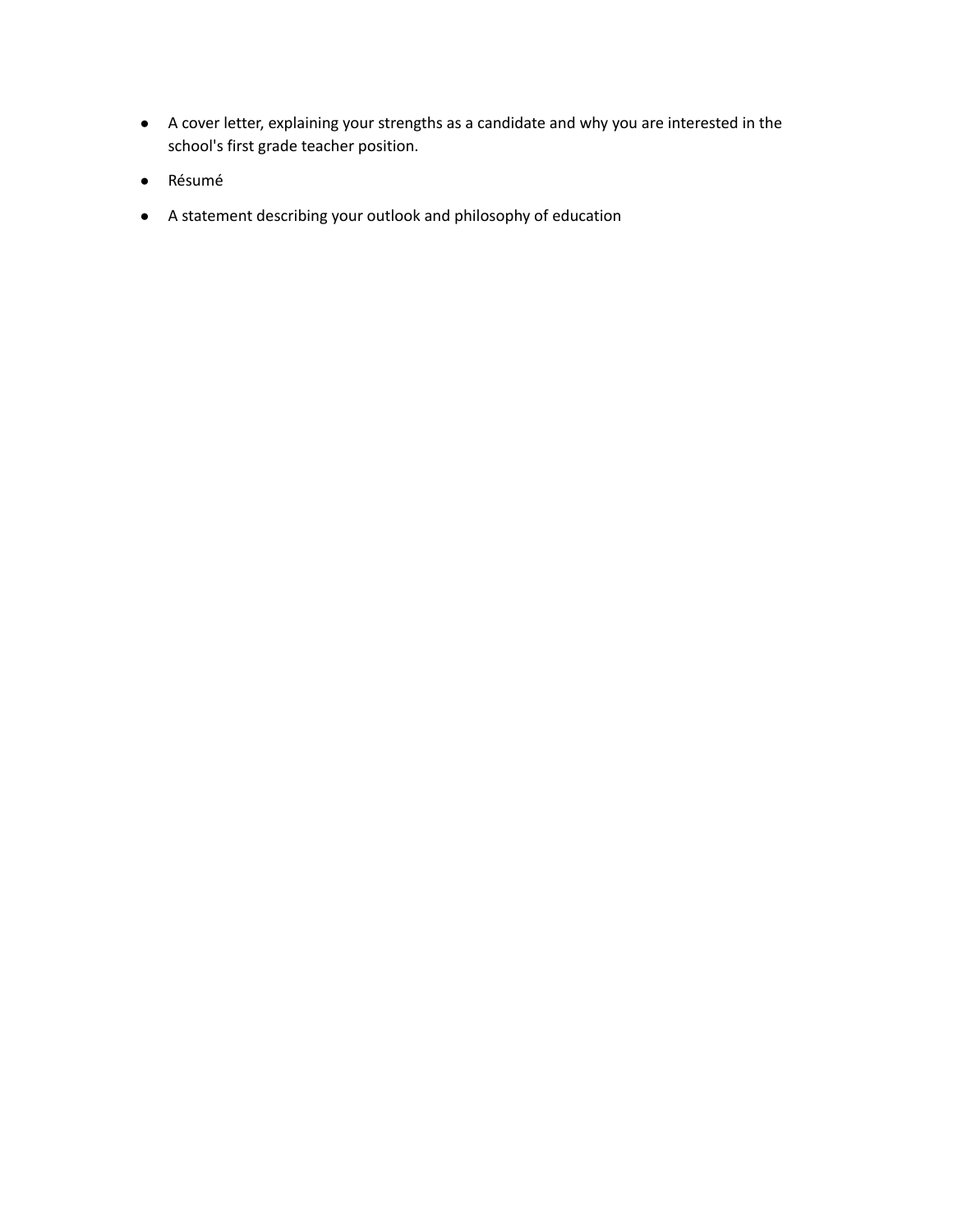- A cover letter, explaining your strengths as a candidate and why you are interested in the school's first grade teacher position.
- Résumé
- A statement describing your outlook and philosophy of education